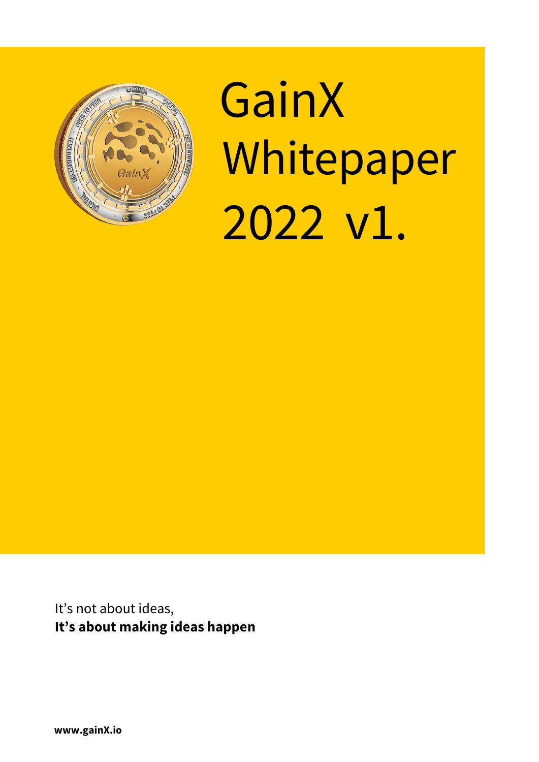# GainX Whitepaper 2022 v1.

It's not about ideas,
**It's about making ideas happen**

**www.gainX.io**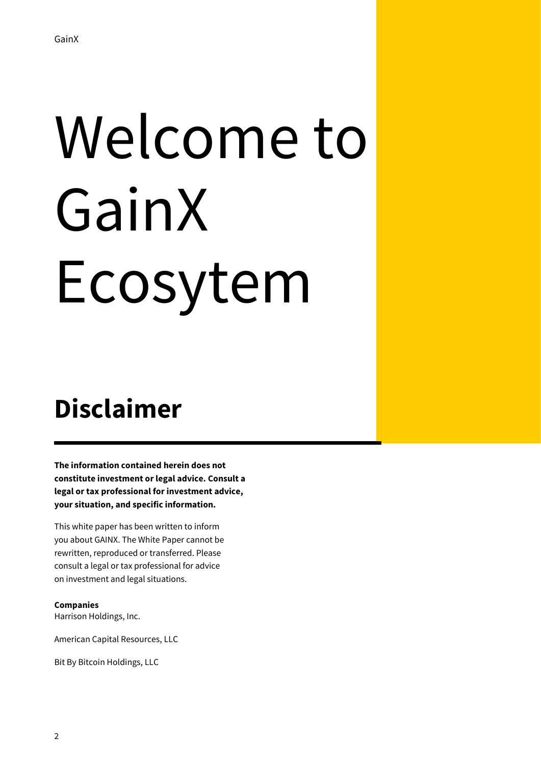# Welcome to GainX Ecosytem

## Disclaimer

**The information contained herein does not constitute investment or legal advice. Consult a legal or tax professional for investment advice, your situation, and specific information.**

This white paper has been written to inform you about GAINX. The White Paper cannot be rewritten, reproduced or transferred. Please consult a legal or tax professional for advice on investment and legal situations.

**Companies**
Harrison Holdings, Inc.

American Capital Resources, LLC

Bit By Bitcoin Holdings, LLC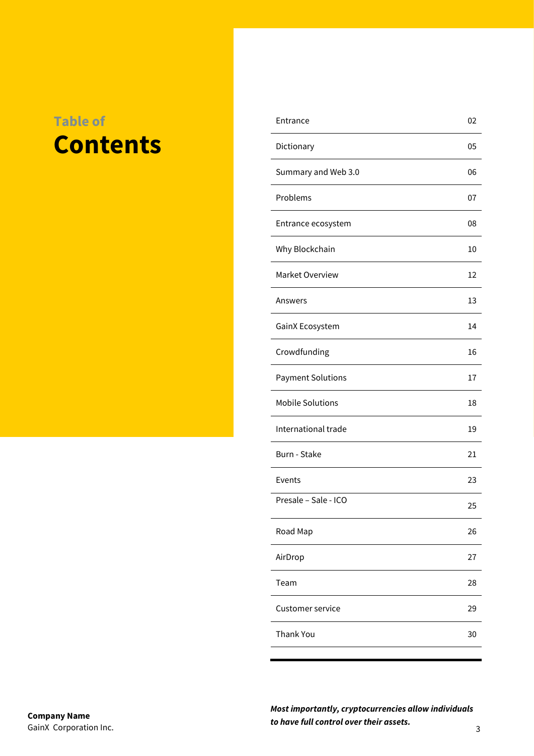# Table of Contents

| | |
|---|---|
| Entrance | 02 |
| Dictionary | 05 |
| Summary and Web 3.0 | 06 |
| Problems | 07 |
| Entrance ecosystem | 08 |
| Why Blockchain | 10 |
| Market Overview | 12 |
| Answers | 13 |
| GainX Ecosystem | 14 |
| Crowdfunding | 16 |
| Payment Solutions | 17 |
| Mobile Solutions | 18 |
| International trade | 19 |
| Burn - Stake | 21 |
| Events | 23 |
| Presale – Sale - ICO | 25 |
| Road Map | 26 |
| AirDrop | 27 |
| Team | 28 |
| Customer service | 29 |
| Thank You | 30 |

**Company Name**
GainX Corporation Inc.

***Most importantly, cryptocurrencies allow individuals to have full control over their assets.***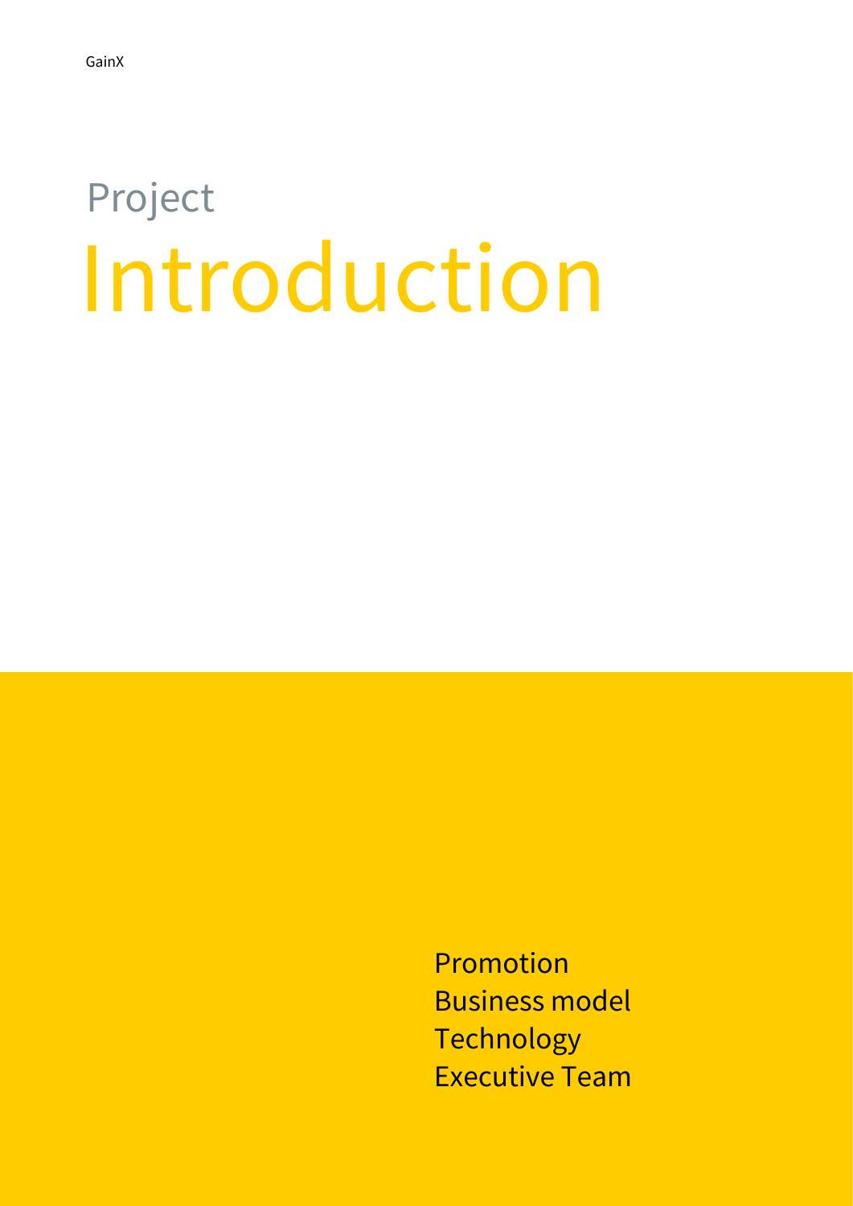# Project Introduction

Promotion
Business model
Technology
Executive Team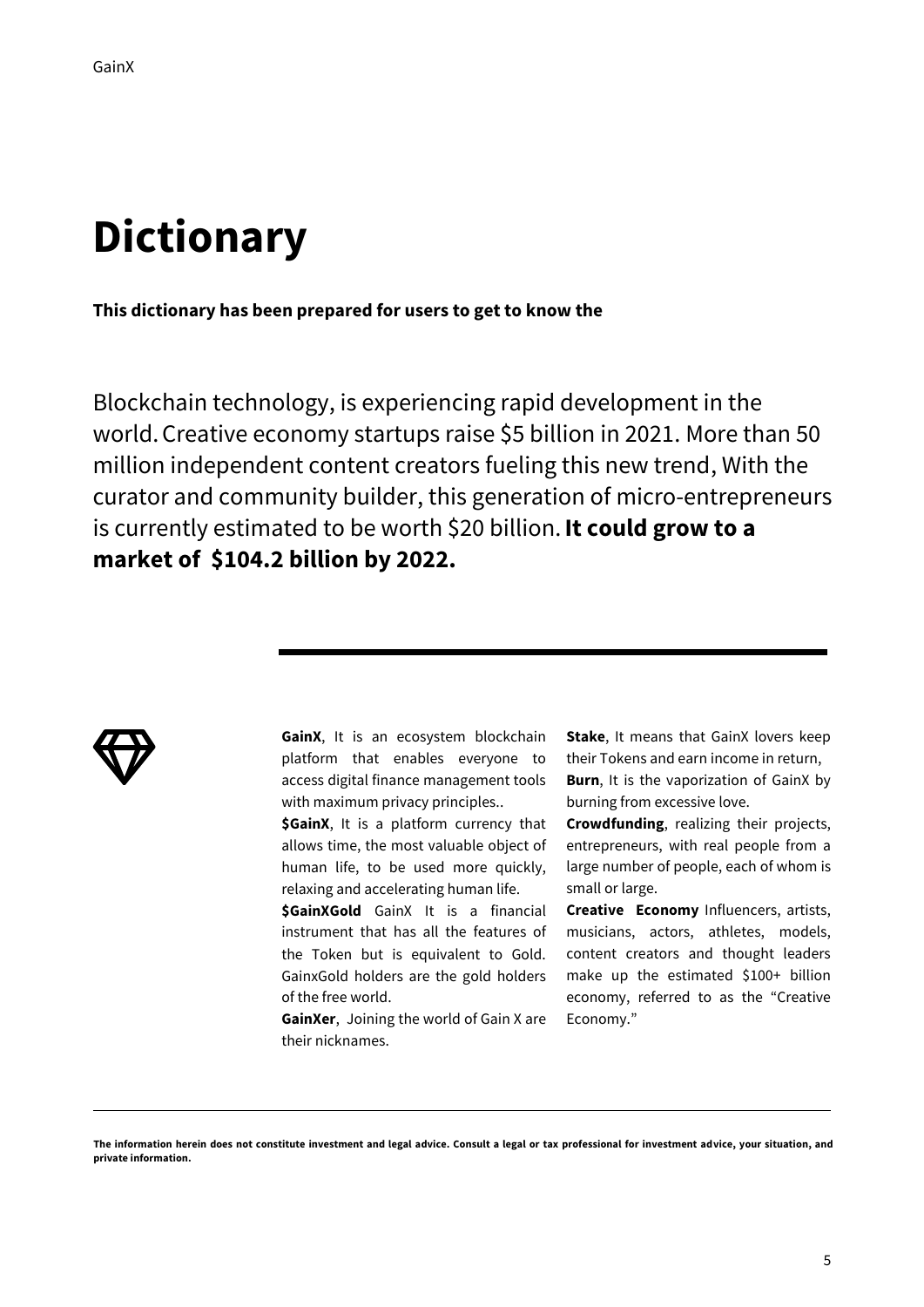# Dictionary

**This dictionary has been prepared for users to get to know the**

Blockchain technology, is experiencing rapid development in the world. Creative economy startups raise $5 billion in 2021. More than 50 million independent content creators fueling this new trend, With the curator and community builder, this generation of micro-entrepreneurs is currently estimated to be worth $20 billion. **It could grow to a market of $104.2 billion by 2022.**

**GainX**, It is an ecosystem blockchain platform that enables everyone to access digital finance management tools with maximum privacy principles..

**$GainX**, It is a platform currency that allows time, the most valuable object of human life, to be used more quickly, relaxing and accelerating human life.

**$GainXGold** GainX It is a financial instrument that has all the features of the Token but is equivalent to Gold. GainxGold holders are the gold holders of the free world.

**GainXer**, Joining the world of Gain X are their nicknames.

**Stake**, It means that GainX lovers keep their Tokens and earn income in return,

**Burn**, It is the vaporization of GainX by burning from excessive love.

**Crowdfunding**, realizing their projects, entrepreneurs, with real people from a large number of people, each of whom is small or large.

**Creative Economy** Influencers, artists, musicians, actors, athletes, models, content creators and thought leaders make up the estimated $100+ billion economy, referred to as the "Creative Economy."

**The information herein does not constitute investment and legal advice. Consult a legal or tax professional for investment advice, your situation, and private information.**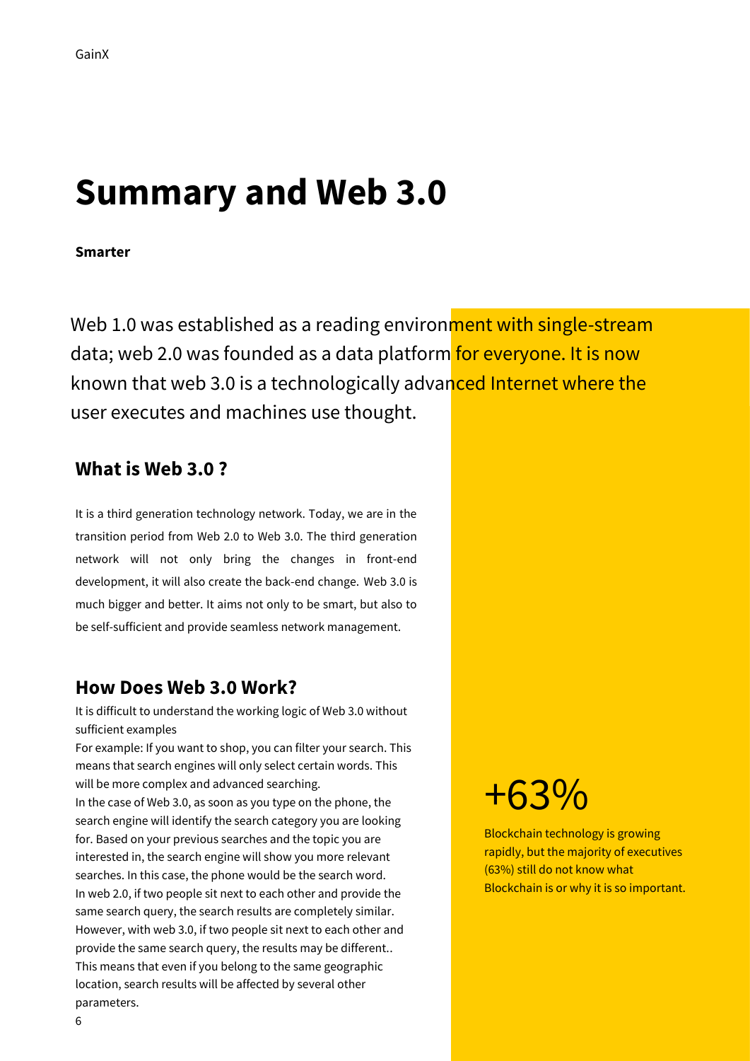# Summary and Web 3.0

**Smarter**

Web 1.0 was established as a reading environment with single-stream data; web 2.0 was founded as a data platform for everyone. It is now known that web 3.0 is a technologically advanced Internet where the user executes and machines use thought.

## What is Web 3.0 ?

It is a third generation technology network. Today, we are in the transition period from Web 2.0 to Web 3.0. The third generation network will not only bring the changes in front-end development, it will also create the back-end change. Web 3.0 is much bigger and better. It aims not only to be smart, but also to be self-sufficient and provide seamless network management.

## How Does Web 3.0 Work?

It is difficult to understand the working logic of Web 3.0 without sufficient examples

For example: If you want to shop, you can filter your search. This means that search engines will only select certain words. This will be more complex and advanced searching.

In the case of Web 3.0, as soon as you type on the phone, the search engine will identify the search category you are looking for. Based on your previous searches and the topic you are interested in, the search engine will show you more relevant searches. In this case, the phone would be the search word.

In web 2.0, if two people sit next to each other and provide the same search query, the search results are completely similar. However, with web 3.0, if two people sit next to each other and provide the same search query, the results may be different.. This means that even if you belong to the same geographic location, search results will be affected by several other parameters.

+63%

Blockchain technology is growing rapidly, but the majority of executives (63%) still do not know what Blockchain is or why it is so important.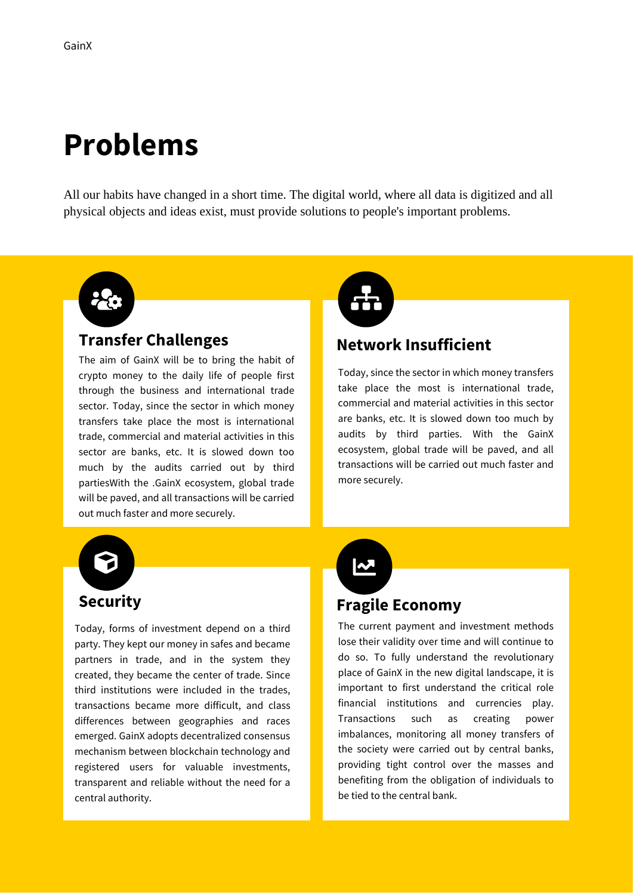# Problems

All our habits have changed in a short time. The digital world, where all data is digitized and all physical objects and ideas exist, must provide solutions to people's important problems.

## Transfer Challenges

The aim of GainX will be to bring the habit of crypto money to the daily life of people first through the business and international trade sector. Today, since the sector in which money transfers take place the most is international trade, commercial and material activities in this sector are banks, etc. It is slowed down too much by the audits carried out by third partiesWith the .GainX ecosystem, global trade will be paved, and all transactions will be carried out much faster and more securely.

## Network Insufficient

Today, since the sector in which money transfers take place the most is international trade, commercial and material activities in this sector are banks, etc. It is slowed down too much by audits by third parties. With the GainX ecosystem, global trade will be paved, and all transactions will be carried out much faster and more securely.

## Security

Today, forms of investment depend on a third party. They kept our money in safes and became partners in trade, and in the system they created, they became the center of trade. Since third institutions were included in the trades, transactions became more difficult, and class differences between geographies and races emerged. GainX adopts decentralized consensus mechanism between blockchain technology and registered users for valuable investments, transparent and reliable without the need for a central authority.

## Fragile Economy

The current payment and investment methods lose their validity over time and will continue to do so. To fully understand the revolutionary place of GainX in the new digital landscape, it is important to first understand the critical role financial institutions and currencies play. Transactions such as creating power imbalances, monitoring all money transfers of the society were carried out by central banks, providing tight control over the masses and benefiting from the obligation of individuals to be tied to the central bank.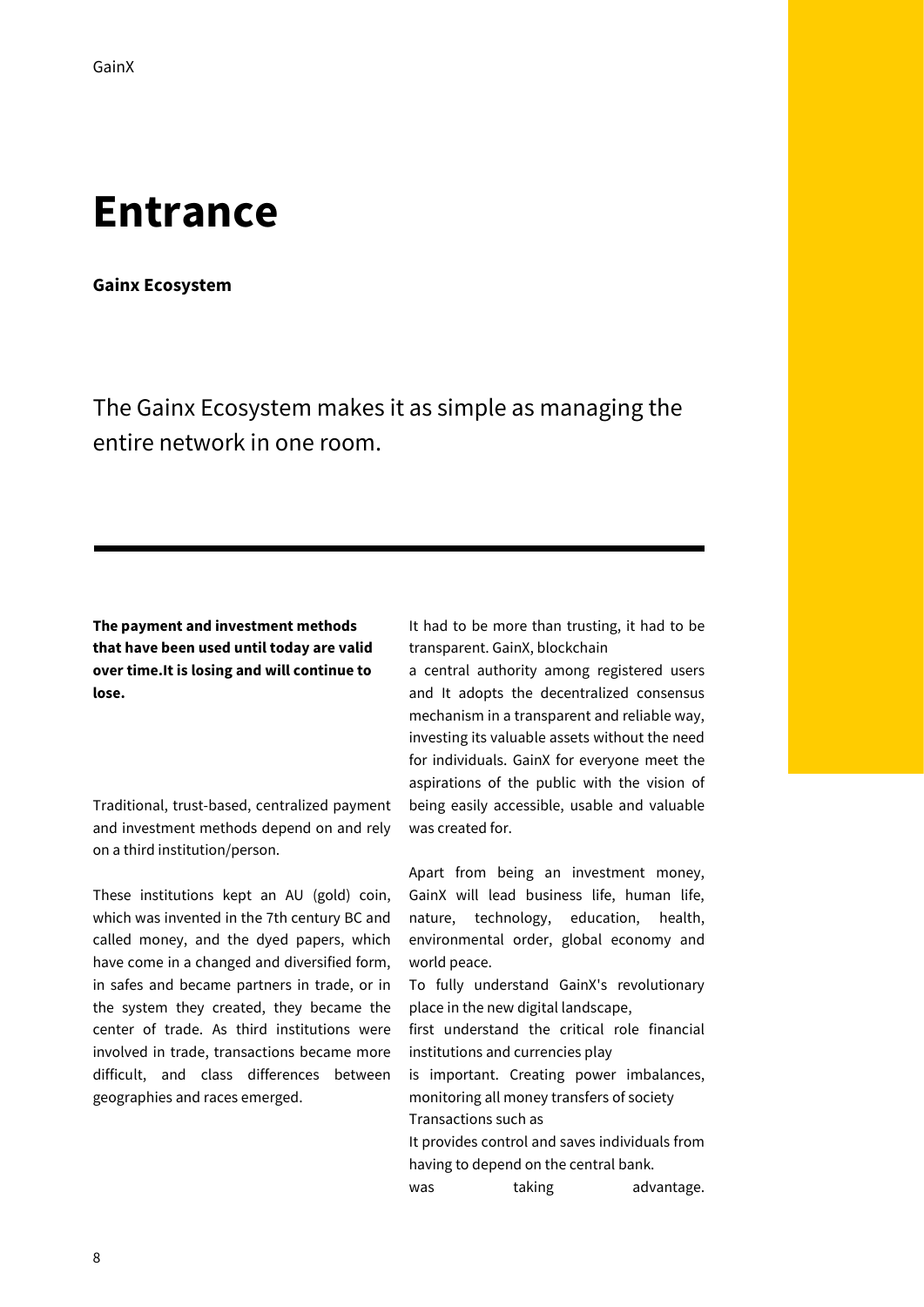# Entrance

**Gainx Ecosystem**

The Gainx Ecosystem makes it as simple as managing the entire network in one room.

---

**The payment and investment methods that have been used until today are valid over time.It is losing and will continue to lose.**

Traditional, trust-based, centralized payment and investment methods depend on and rely on a third institution/person.

These institutions kept an AU (gold) coin, which was invented in the 7th century BC and called money, and the dyed papers, which have come in a changed and diversified form, in safes and became partners in trade, or in the system they created, they became the center of trade. As third institutions were involved in trade, transactions became more difficult, and class differences between geographies and races emerged.

It had to be more than trusting, it had to be transparent. GainX, blockchain
a central authority among registered users and It adopts the decentralized consensus mechanism in a transparent and reliable way, investing its valuable assets without the need for individuals. GainX for everyone meet the aspirations of the public with the vision of being easily accessible, usable and valuable was created for.

Apart from being an investment money, GainX will lead business life, human life, nature, technology, education, health, environmental order, global economy and world peace.
To fully understand GainX's revolutionary place in the new digital landscape,
first understand the critical role financial institutions and currencies play
is important. Creating power imbalances, monitoring all money transfers of society
Transactions such as
It provides control and saves individuals from having to depend on the central bank.
was taking advantage.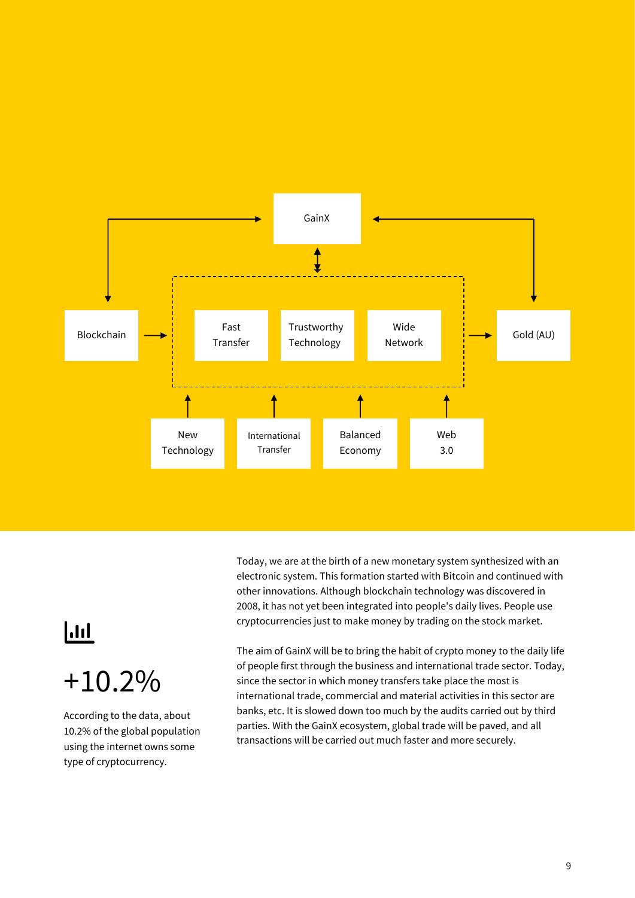GainX

Blockchain

Fast Transfer

Trustworthy Technology

Wide Network

Gold (AU)

New Technology

International Transfer

Balanced Economy

Web 3.0

+10.2%

According to the data, about 10.2% of the global population using the internet owns some type of cryptocurrency.

Today, we are at the birth of a new monetary system synthesized with an electronic system. This formation started with Bitcoin and continued with other innovations. Although blockchain technology was discovered in 2008, it has not yet been integrated into people's daily lives. People use cryptocurrencies just to make money by trading on the stock market.

The aim of GainX will be to bring the habit of crypto money to the daily life of people first through the business and international trade sector. Today, since the sector in which money transfers take place the most is international trade, commercial and material activities in this sector are banks, etc. It is slowed down too much by the audits carried out by third parties. With the GainX ecosystem, global trade will be paved, and all transactions will be carried out much faster and more securely.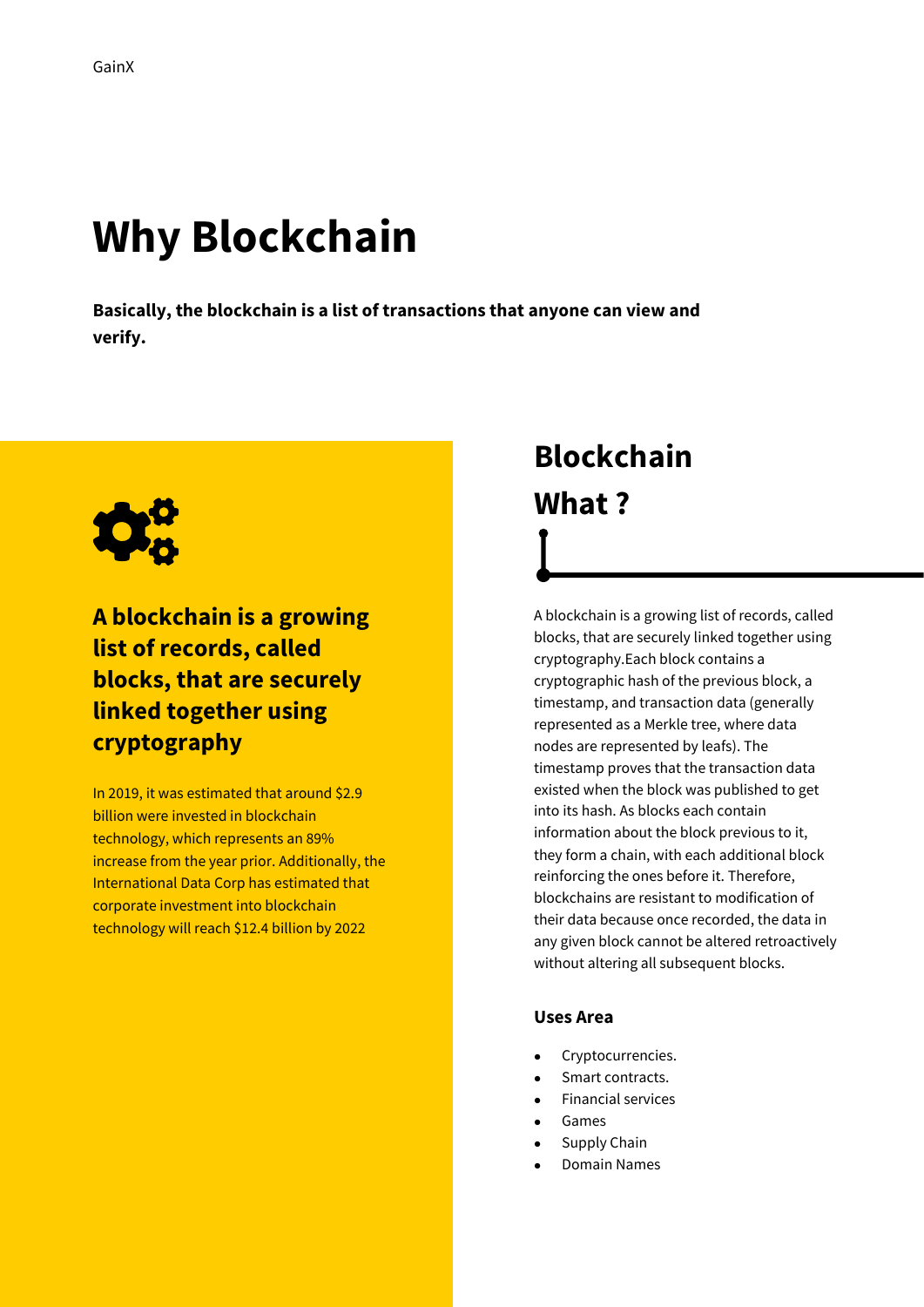# Why Blockchain

**Basically, the blockchain is a list of transactions that anyone can view and verify.**

### A blockchain is a growing list of records, called blocks, that are securely linked together using cryptography

In 2019, it was estimated that around $2.9 billion were invested in blockchain technology, which represents an 89% increase from the year prior. Additionally, the International Data Corp has estimated that corporate investment into blockchain technology will reach $12.4 billion by 2022

## Blockchain What ?

A blockchain is a growing list of records, called blocks, that are securely linked together using cryptography.Each block contains a cryptographic hash of the previous block, a timestamp, and transaction data (generally represented as a Merkle tree, where data nodes are represented by leafs). The timestamp proves that the transaction data existed when the block was published to get into its hash. As blocks each contain information about the block previous to it, they form a chain, with each additional block reinforcing the ones before it. Therefore, blockchains are resistant to modification of their data because once recorded, the data in any given block cannot be altered retroactively without altering all subsequent blocks.

**Uses Area**

- Cryptocurrencies.
- Smart contracts.
- Financial services
- Games
- Supply Chain
- Domain Names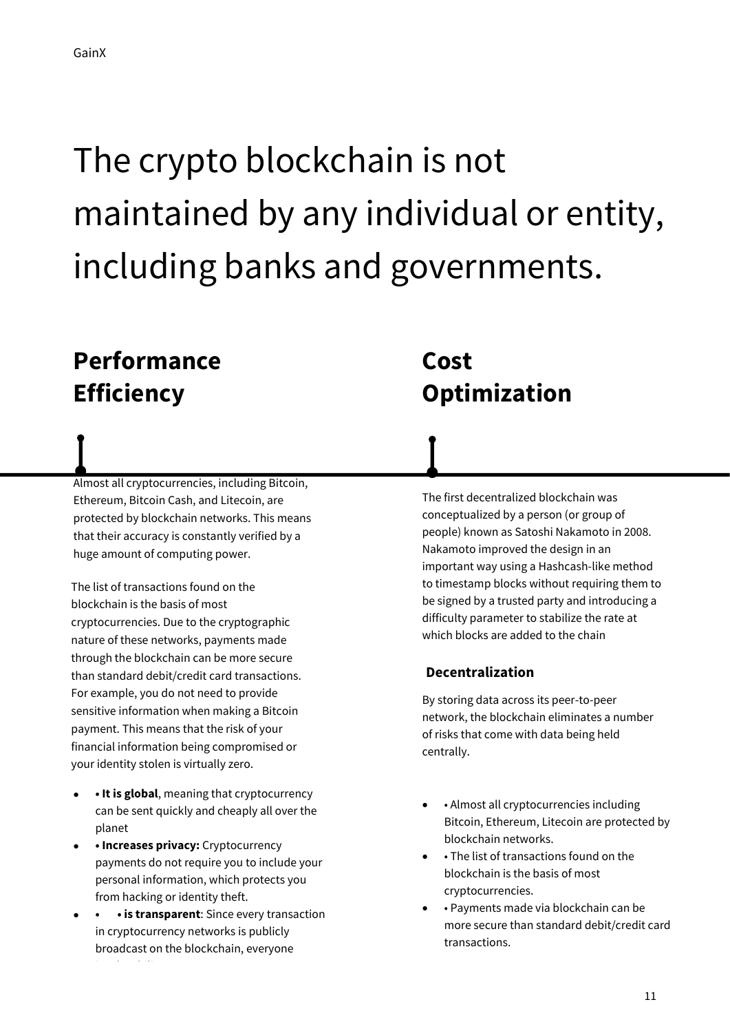# The crypto blockchain is not maintained by any individual or entity, including banks and governments.

## Performance Efficiency

Almost all cryptocurrencies, including Bitcoin, Ethereum, Bitcoin Cash, and Litecoin, are protected by blockchain networks. This means that their accuracy is constantly verified by a huge amount of computing power.

The list of transactions found on the blockchain is the basis of most cryptocurrencies. Due to the cryptographic nature of these networks, payments made through the blockchain can be more secure than standard debit/credit card transactions. For example, you do not need to provide sensitive information when making a Bitcoin payment. This means that the risk of your financial information being compromised or your identity stolen is virtually zero.

- • **It is global**, meaning that cryptocurrency can be sent quickly and cheaply all over the planet
- • **Increases privacy:** Cryptocurrency payments do not require you to include your personal information, which protects you from hacking or identity theft.
- • • **is transparent**: Since every transaction in cryptocurrency networks is publicly broadcast on the blockchain, everyone

## Cost Optimization

The first decentralized blockchain was conceptualized by a person (or group of people) known as Satoshi Nakamoto in 2008. Nakamoto improved the design in an important way using a Hashcash-like method to timestamp blocks without requiring them to be signed by a trusted party and introducing a difficulty parameter to stabilize the rate at which blocks are added to the chain

### Decentralization

By storing data across its peer-to-peer network, the blockchain eliminates a number of risks that come with data being held centrally.

- • Almost all cryptocurrencies including Bitcoin, Ethereum, Litecoin are protected by blockchain networks.
- • The list of transactions found on the blockchain is the basis of most cryptocurrencies.
- • Payments made via blockchain can be more secure than standard debit/credit card transactions.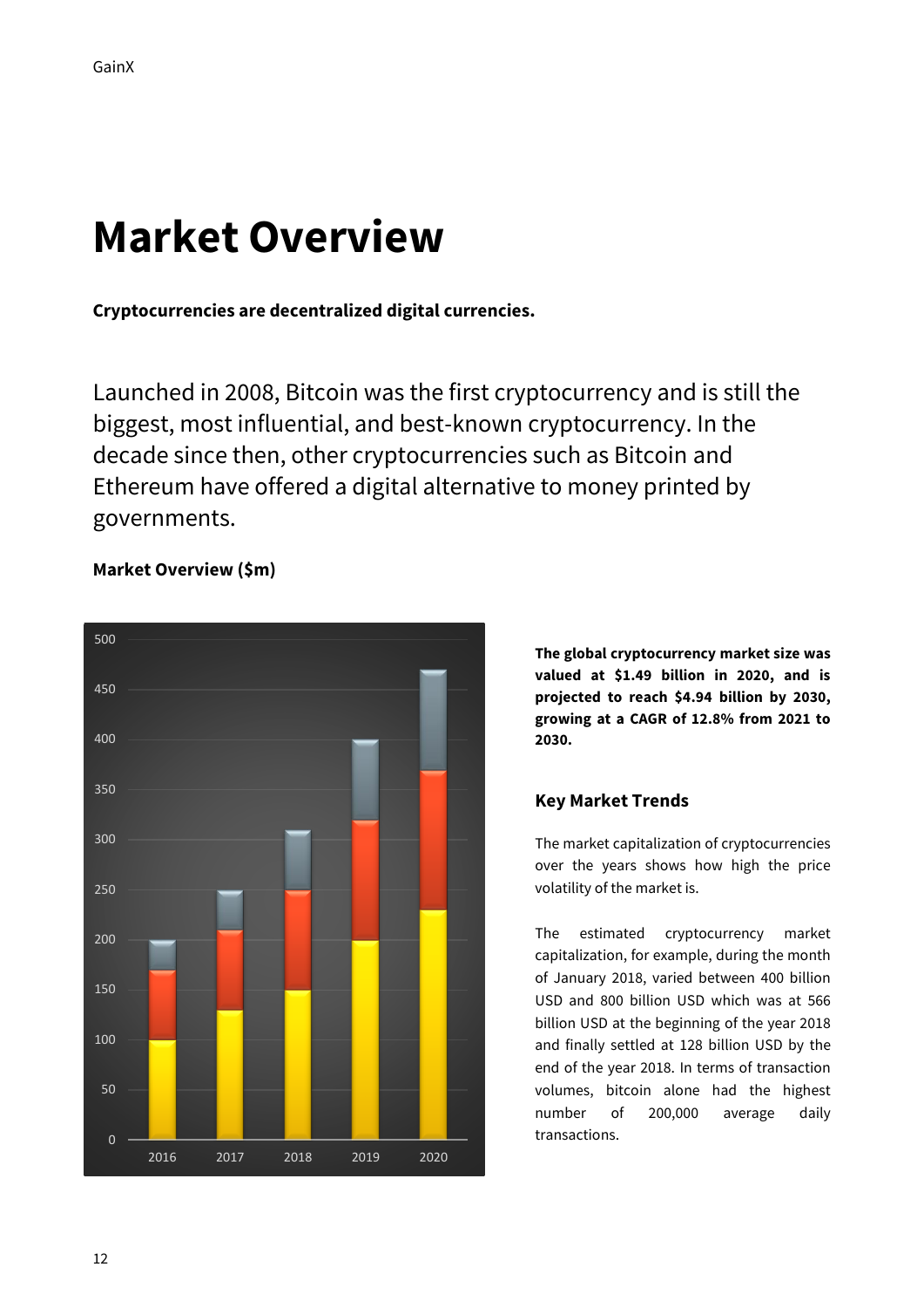# Market Overview

**Cryptocurrencies are decentralized digital currencies.**

Launched in 2008, Bitcoin was the first cryptocurrency and is still the biggest, most influential, and best-known cryptocurrency. In the decade since then, other cryptocurrencies such as Bitcoin and Ethereum have offered a digital alternative to money printed by governments.

**Market Overview ($m)**

**The global cryptocurrency market size was valued at $1.49 billion in 2020, and is projected to reach $4.94 billion by 2030, growing at a CAGR of 12.8% from 2021 to 2030.**

### Key Market Trends

The market capitalization of cryptocurrencies over the years shows how high the price volatility of the market is.

The estimated cryptocurrency market capitalization, for example, during the month of January 2018, varied between 400 billion USD and 800 billion USD which was at 566 billion USD at the beginning of the year 2018 and finally settled at 128 billion USD by the end of the year 2018. In terms of transaction volumes, bitcoin alone had the highest number of 200,000 average daily transactions.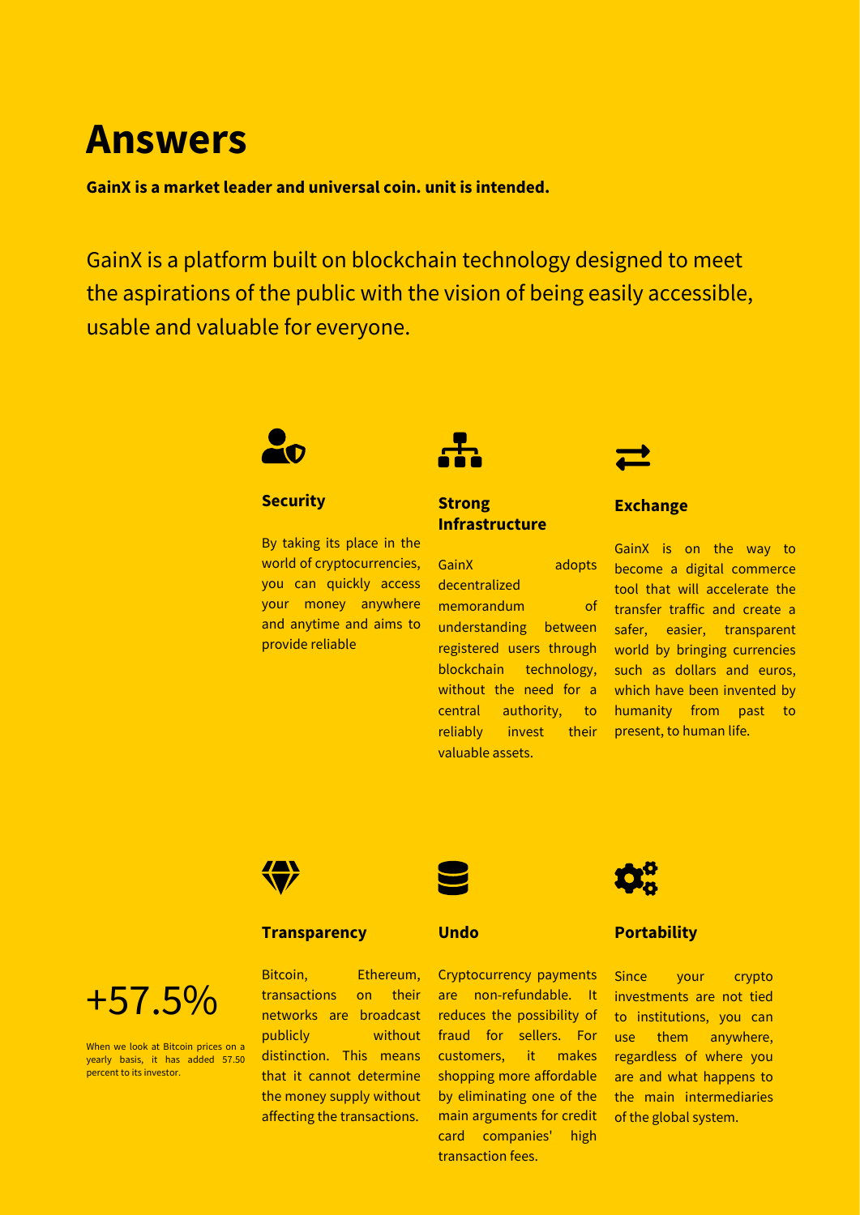# Answers

**GainX is a market leader and universal coin. unit is intended.**

GainX is a platform built on blockchain technology designed to meet the aspirations of the public with the vision of being easily accessible, usable and valuable for everyone.

### Security

By taking its place in the world of cryptocurrencies, you can quickly access your money anywhere and anytime and aims to provide reliable

### Strong Infrastructure

GainX adopts decentralized memorandum of understanding between registered users through blockchain technology, without the need for a central authority, to reliably invest their valuable assets.

### Exchange

GainX is on the way to become a digital commerce tool that will accelerate the transfer traffic and create a safer, easier, transparent world by bringing currencies such as dollars and euros, which have been invented by humanity from past to present, to human life.

+57.5%

When we look at Bitcoin prices on a yearly basis, it has added 57.50 percent to its investor.

### Transparency

Bitcoin, Ethereum, transactions on their networks are broadcast publicly without distinction. This means that it cannot determine the money supply without affecting the transactions.

### Undo

Cryptocurrency payments are non-refundable. It reduces the possibility of fraud for sellers. For customers, it makes shopping more affordable by eliminating one of the main arguments for credit card companies' high transaction fees.

### Portability

Since your crypto investments are not tied to institutions, you can use them anywhere, regardless of where you are and what happens to the main intermediaries of the global system.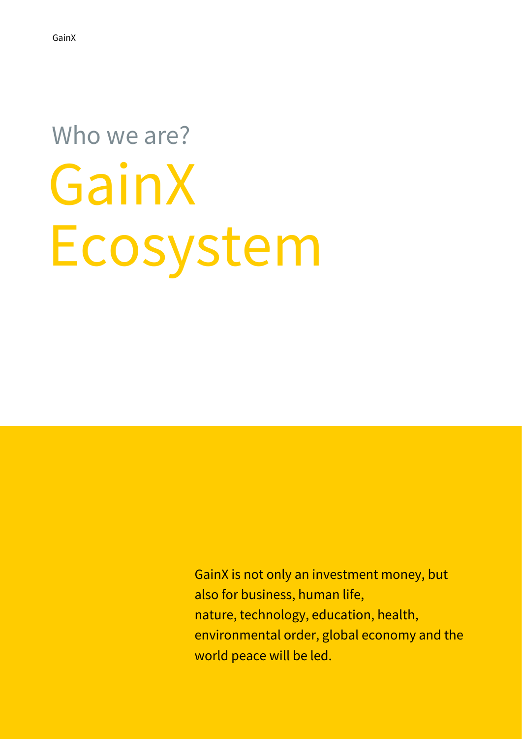Who we are?

# GainX Ecosystem

GainX is not only an investment money, but also for business, human life, nature, technology, education, health, environmental order, global economy and the world peace will be led.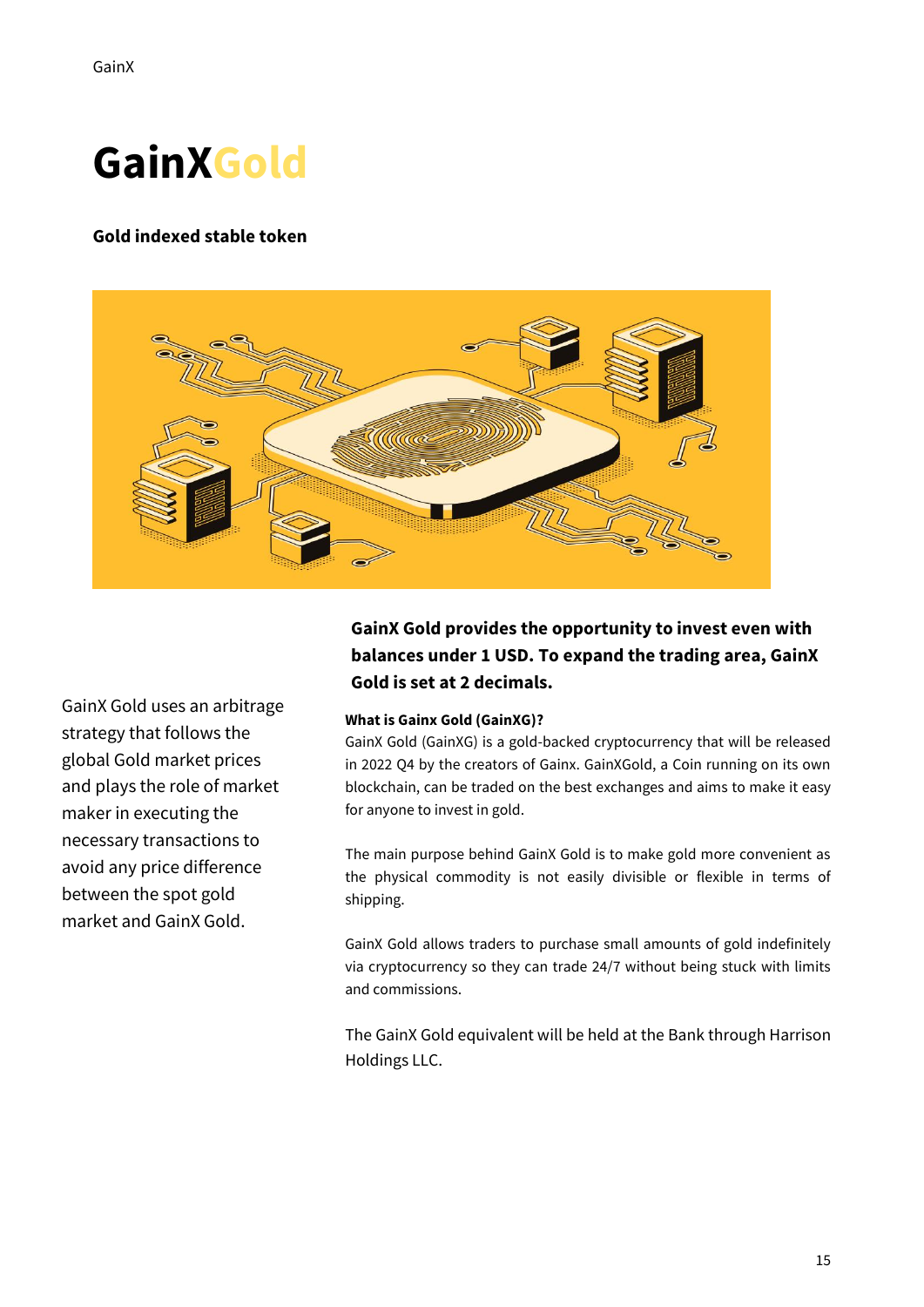# GainXGold

**Gold indexed stable token**

GainX Gold uses an arbitrage strategy that follows the global Gold market prices and plays the role of market maker in executing the necessary transactions to avoid any price difference between the spot gold market and GainX Gold.

**GainX Gold provides the opportunity to invest even with balances under 1 USD. To expand the trading area, GainX Gold is set at 2 decimals.**

**What is Gainx Gold (GainXG)?**

GainX Gold (GainXG) is a gold-backed cryptocurrency that will be released in 2022 Q4 by the creators of Gainx. GainXGold, a Coin running on its own blockchain, can be traded on the best exchanges and aims to make it easy for anyone to invest in gold.

The main purpose behind GainX Gold is to make gold more convenient as the physical commodity is not easily divisible or flexible in terms of shipping.

GainX Gold allows traders to purchase small amounts of gold indefinitely via cryptocurrency so they can trade 24/7 without being stuck with limits and commissions.

The GainX Gold equivalent will be held at the Bank through Harrison Holdings LLC.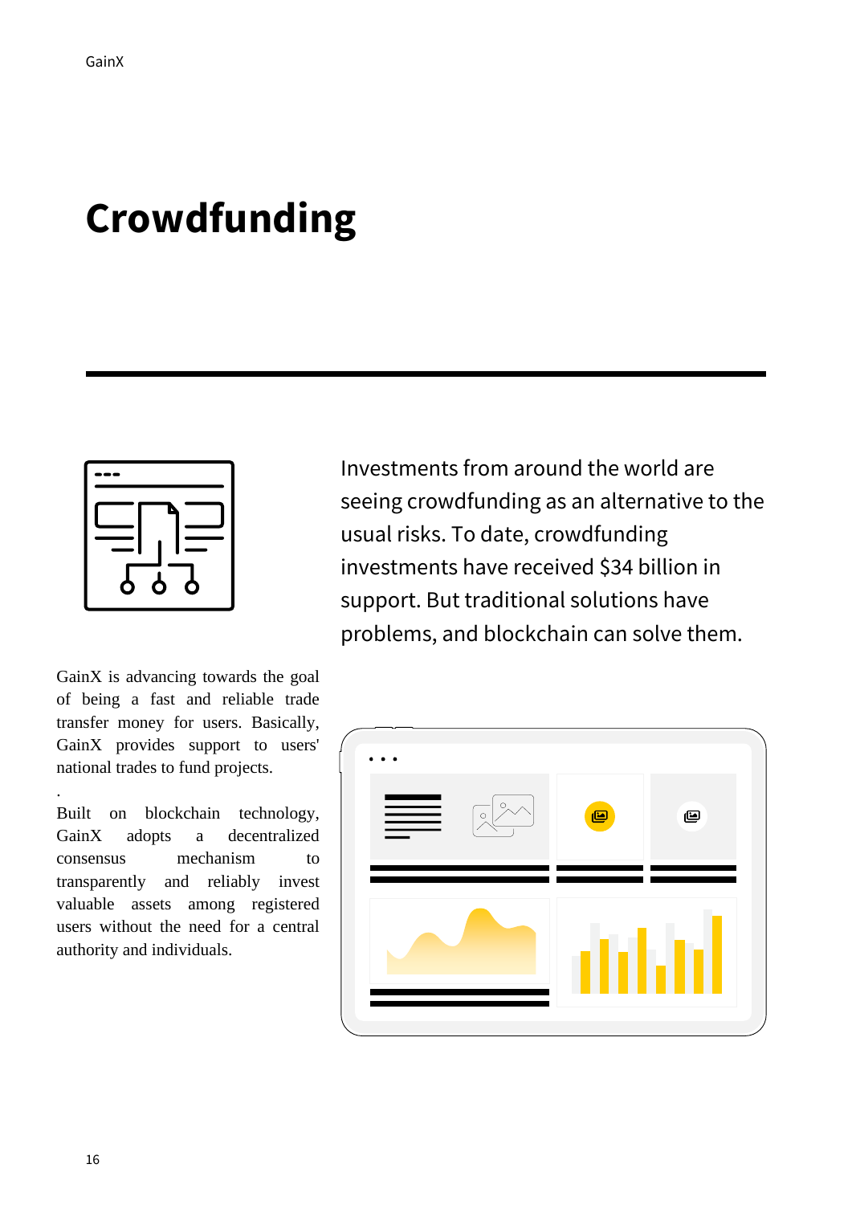# Crowdfunding

Investments from around the world are seeing crowdfunding as an alternative to the usual risks. To date, crowdfunding investments have received $34 billion in support. But traditional solutions have problems, and blockchain can solve them.

GainX is advancing towards the goal of being a fast and reliable trade transfer money for users. Basically, GainX provides support to users' national trades to fund projects.

.

Built on blockchain technology, GainX adopts a decentralized consensus mechanism to transparently and reliably invest valuable assets among registered users without the need for a central authority and individuals.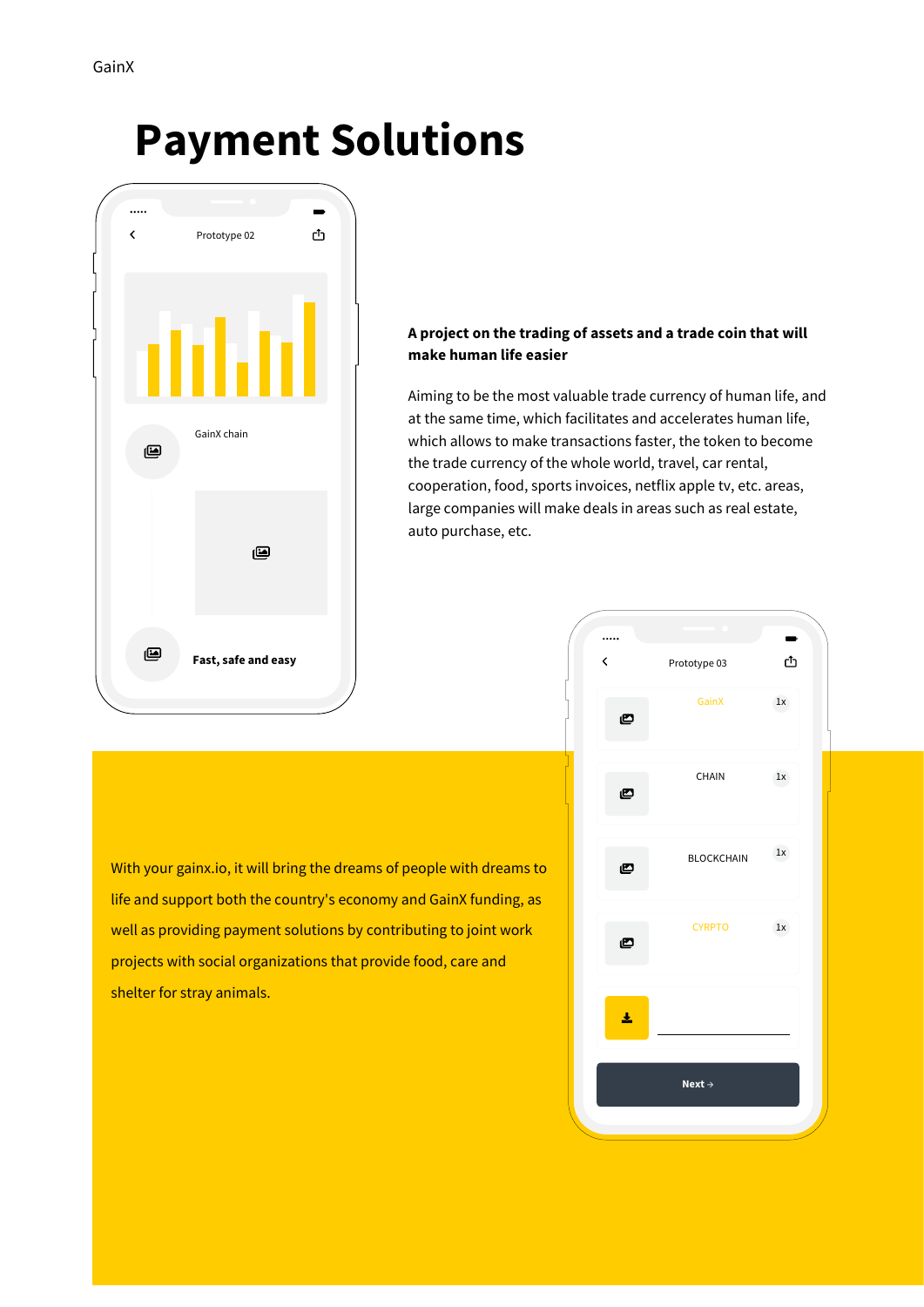# Payment Solutions

Prototype 02

GainX chain

Fast, safe and easy

**A project on the trading of assets and a trade coin that will make human life easier**

Aiming to be the most valuable trade currency of human life, and at the same time, which facilitates and accelerates human life, which allows to make transactions faster, the token to become the trade currency of the whole world, travel, car rental, cooperation, food, sports invoices, netflix apple tv, etc. areas, large companies will make deals in areas such as real estate, auto purchase, etc.

Prototype 03

GainX 1x

CHAIN 1x

BLOCKCHAIN 1x

CYRPTO 1x

Next →

With your gainx.io, it will bring the dreams of people with dreams to life and support both the country's economy and GainX funding, as well as providing payment solutions by contributing to joint work projects with social organizations that provide food, care and shelter for stray animals.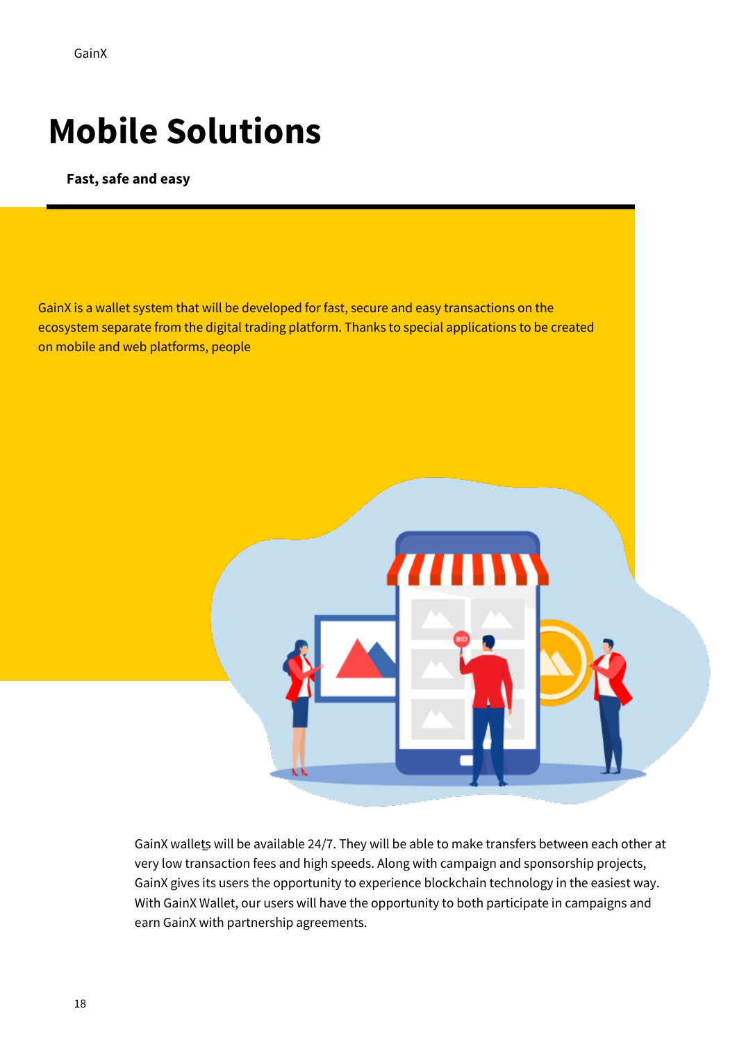# Mobile Solutions

**Fast, safe and easy**

GainX is a wallet system that will be developed for fast, secure and easy transactions on the ecosystem separate from the digital trading platform. Thanks to special applications to be created on mobile and web platforms, people

GainX wallets will be available 24/7. They will be able to make transfers between each other at very low transaction fees and high speeds. Along with campaign and sponsorship projects, GainX gives its users the opportunity to experience blockchain technology in the easiest way. With GainX Wallet, our users will have the opportunity to both participate in campaigns and earn GainX with partnership agreements.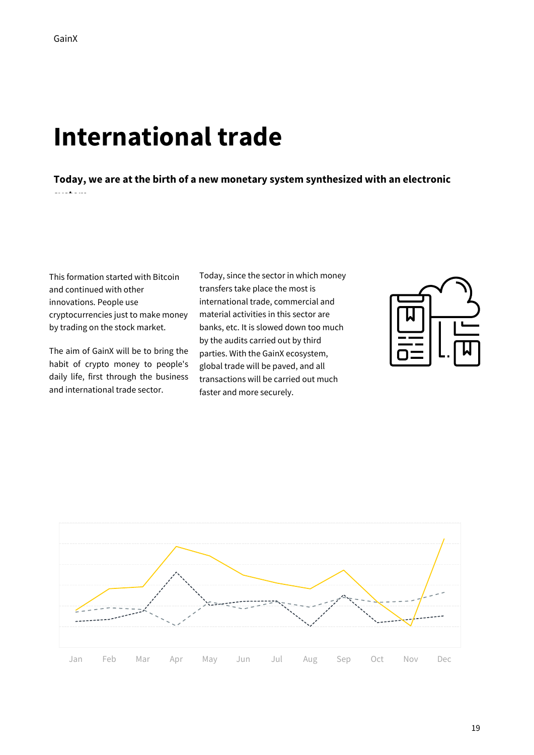# International trade

**Today, we are at the birth of a new monetary system synthesized with an electronic system**

This formation started with Bitcoin and continued with other innovations. People use cryptocurrencies just to make money by trading on the stock market.

The aim of GainX will be to bring the habit of crypto money to people's daily life, first through the business and international trade sector.

Today, since the sector in which money transfers take place the most is international trade, commercial and material activities in this sector are banks, etc. It is slowed down too much by the audits carried out by third parties. With the GainX ecosystem, global trade will be paved, and all transactions will be carried out much faster and more securely.

Jan
Feb
Mar
Apr
May
Jun
Jul
Aug
Sep
Oct
Nov
Dec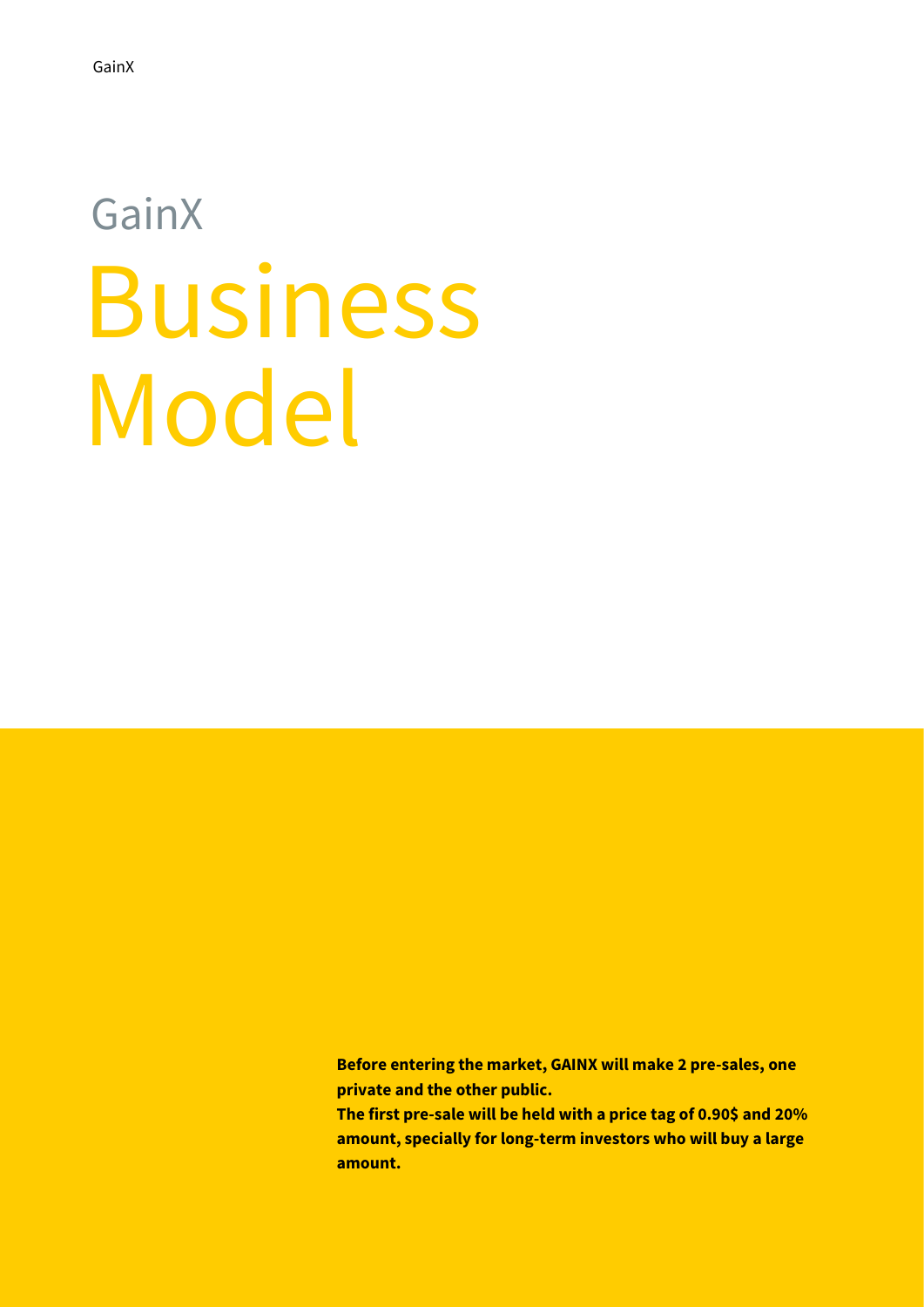GainX

# Business Model

**Before entering the market, GAINX will make 2 pre-sales, one private and the other public.**
**The first pre-sale will be held with a price tag of 0.90$ and 20% amount, specially for long-term investors who will buy a large amount.**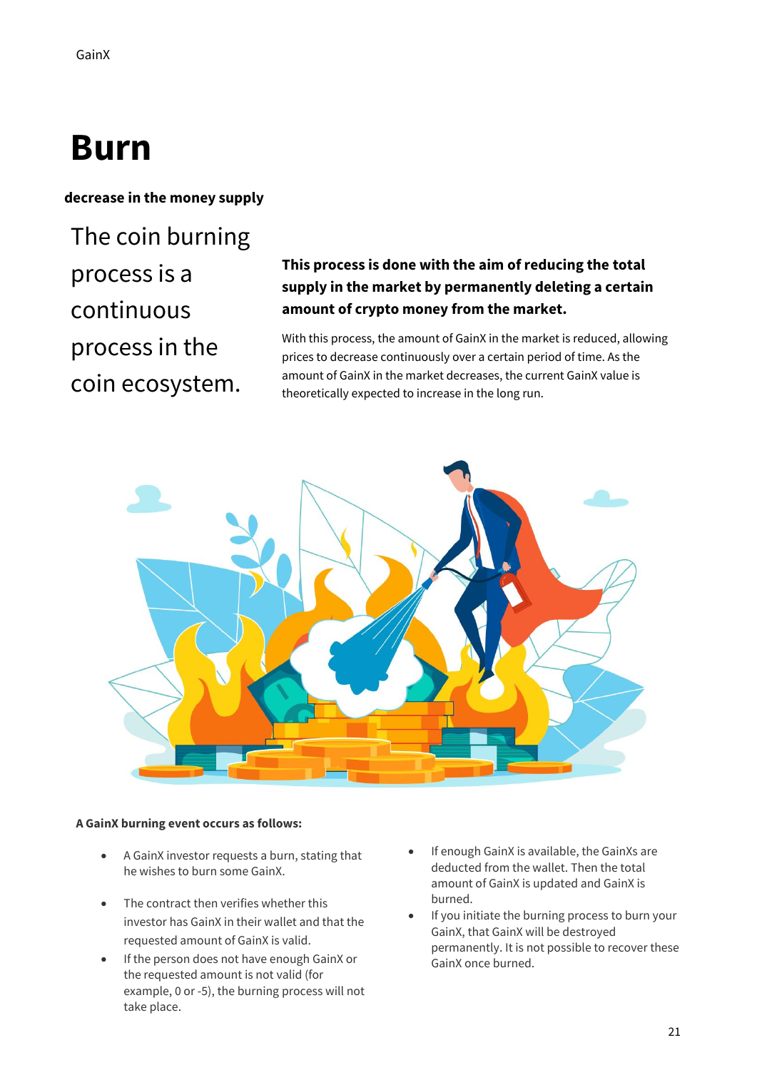# Burn

**decrease in the money supply**

The coin burning process is a continuous process in the coin ecosystem.

**This process is done with the aim of reducing the total supply in the market by permanently deleting a certain amount of crypto money from the market.**

With this process, the amount of GainX in the market is reduced, allowing prices to decrease continuously over a certain period of time. As the amount of GainX in the market decreases, the current GainX value is theoretically expected to increase in the long run.

**A GainX burning event occurs as follows:**

- A GainX investor requests a burn, stating that he wishes to burn some GainX.
- The contract then verifies whether this investor has GainX in their wallet and that the requested amount of GainX is valid.
- If the person does not have enough GainX or the requested amount is not valid (for example, 0 or -5), the burning process will not take place.
- If enough GainX is available, the GainXs are deducted from the wallet. Then the total amount of GainX is updated and GainX is burned.
- If you initiate the burning process to burn your GainX, that GainX will be destroyed permanently. It is not possible to recover these GainX once burned.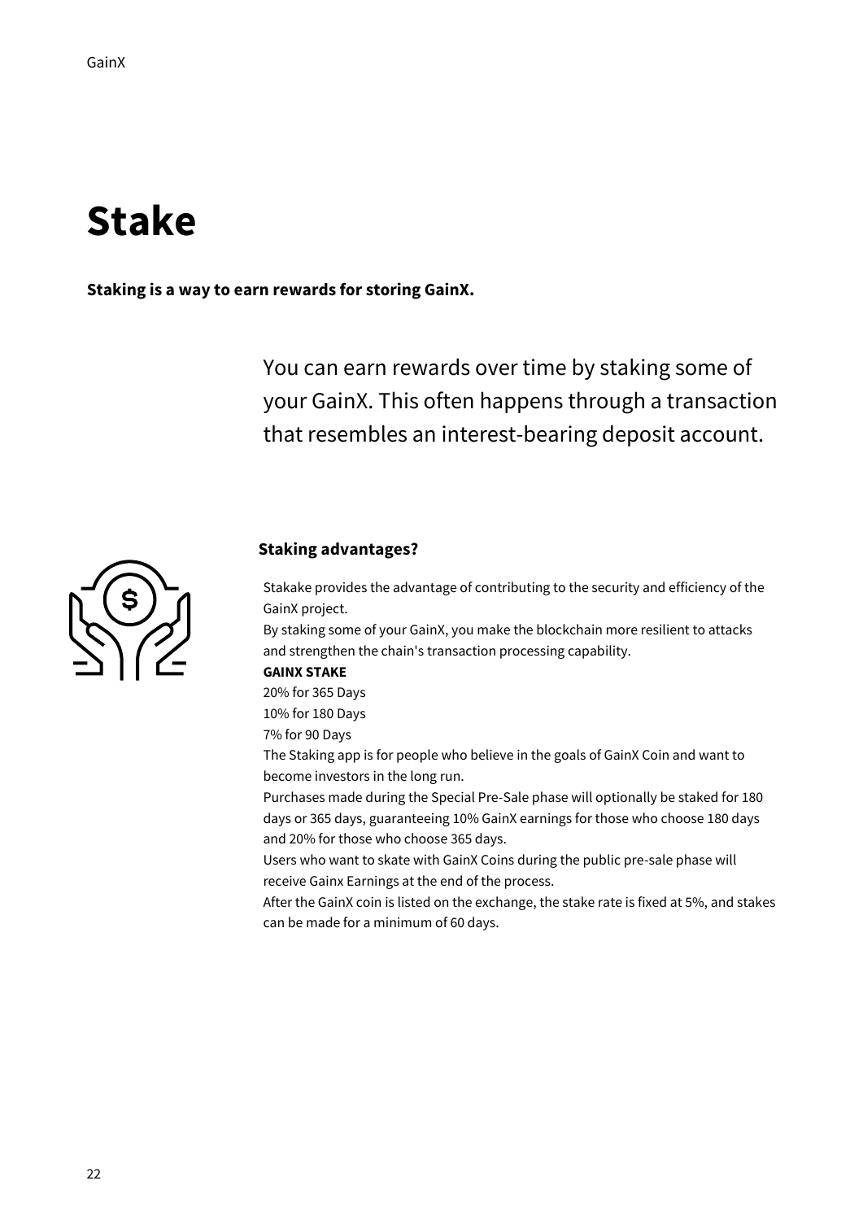# Stake

**Staking is a way to earn rewards for storing GainX.**

You can earn rewards over time by staking some of your GainX. This often happens through a transaction that resembles an interest-bearing deposit account.

**Staking advantages?**

Stakake provides the advantage of contributing to the security and efficiency of the GainX project.

By staking some of your GainX, you make the blockchain more resilient to attacks and strengthen the chain's transaction processing capability.

**GAINX STAKE**

20% for 365 Days

10% for 180 Days

7% for 90 Days

The Staking app is for people who believe in the goals of GainX Coin and want to become investors in the long run.

Purchases made during the Special Pre-Sale phase will optionally be staked for 180 days or 365 days, guaranteeing 10% GainX earnings for those who choose 180 days and 20% for those who choose 365 days.

Users who want to skate with GainX Coins during the public pre-sale phase will receive Gainx Earnings at the end of the process.

After the GainX coin is listed on the exchange, the stake rate is fixed at 5%, and stakes can be made for a minimum of 60 days.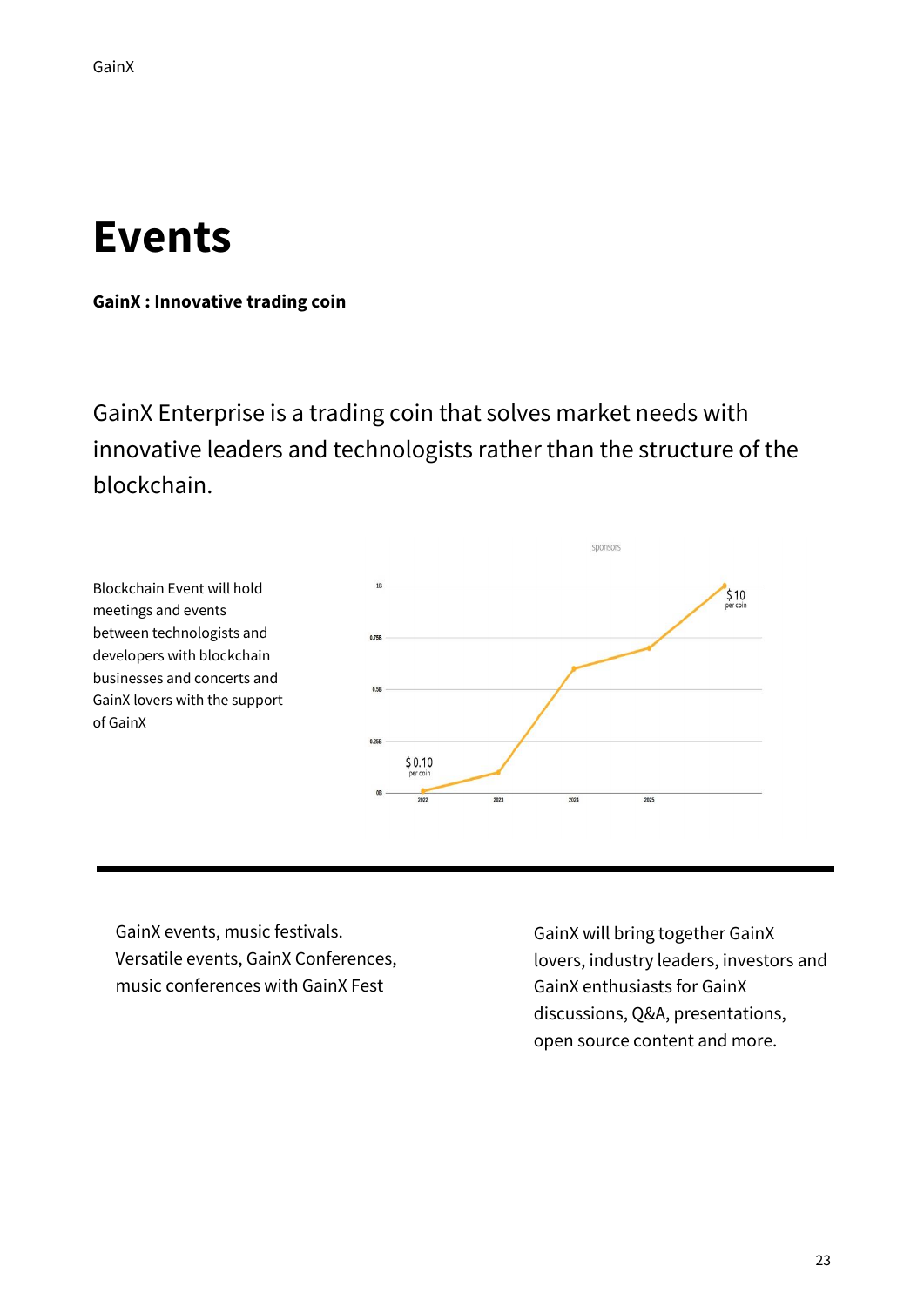# Events

**GainX : Innovative trading coin**

GainX Enterprise is a trading coin that solves market needs with innovative leaders and technologists rather than the structure of the blockchain.

Blockchain Event will hold meetings and events between technologists and developers with blockchain businesses and concerts and GainX lovers with the support of GainX

sponsors

1B

0.75B

0.5B

0.25B

0B

2022

2023

2024

2025

$ 0.10 per coin

$ 10 per coin

---

GainX events, music festivals. Versatile events, GainX Conferences, music conferences with GainX Fest

GainX will bring together GainX lovers, industry leaders, investors and GainX enthusiasts for GainX discussions, Q&A, presentations, open source content and more.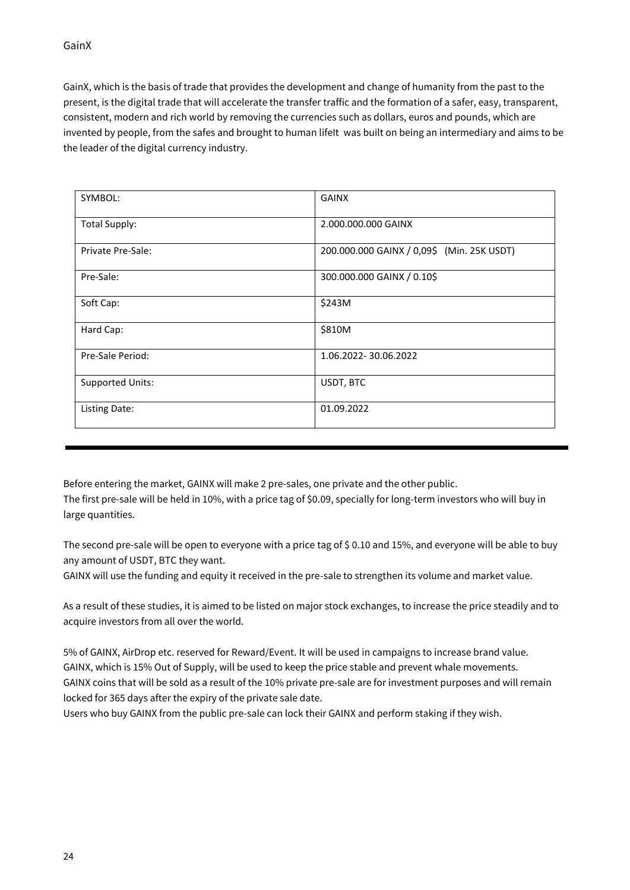# GainX

GainX, which is the basis of trade that provides the development and change of humanity from the past to the present, is the digital trade that will accelerate the transfer traffic and the formation of a safer, easy, transparent, consistent, modern and rich world by removing the currencies such as dollars, euros and pounds, which are invented by people, from the safes and brought to human lifeIt was built on being an intermediary and aims to be the leader of the digital currency industry.

| SYMBOL: | GAINX |
|---|---|
| Total Supply: | 2.000.000.000 GAINX |
| Private Pre-Sale: | 200.000.000 GAINX / 0,09$ (Min. 25K USDT) |
| Pre-Sale: | 300.000.000 GAINX / 0.10$ |
| Soft Cap: | $243M |
| Hard Cap: | $810M |
| Pre-Sale Period: | 1.06.2022- 30.06.2022 |
| Supported Units: | USDT, BTC |
| Listing Date: | 01.09.2022 |

---

Before entering the market, GAINX will make 2 pre-sales, one private and the other public.
The first pre-sale will be held in 10%, with a price tag of $0.09, specially for long-term investors who will buy in large quantities.

The second pre-sale will be open to everyone with a price tag of $ 0.10 and 15%, and everyone will be able to buy any amount of USDT, BTC they want.
GAINX will use the funding and equity it received in the pre-sale to strengthen its volume and market value.

As a result of these studies, it is aimed to be listed on major stock exchanges, to increase the price steadily and to acquire investors from all over the world.

5% of GAINX, AirDrop etc. reserved for Reward/Event. It will be used in campaigns to increase brand value.
GAINX, which is 15% Out of Supply, will be used to keep the price stable and prevent whale movements.
GAINX coins that will be sold as a result of the 10% private pre-sale are for investment purposes and will remain locked for 365 days after the expiry of the private sale date.
Users who buy GAINX from the public pre-sale can lock their GAINX and perform staking if they wish.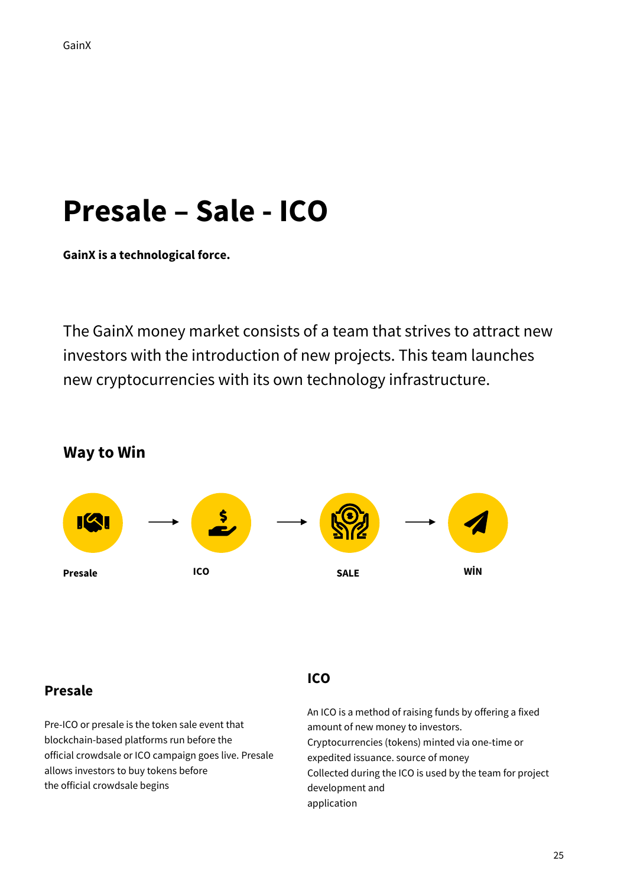# Presale – Sale - ICO

**GainX is a technological force.**

The GainX money market consists of a team that strives to attract new investors with the introduction of new projects. This team launches new cryptocurrencies with its own technology infrastructure.

## Way to Win

Presale → ICO → SALE → WİN

## Presale

Pre-ICO or presale is the token sale event that blockchain-based platforms run before the official crowdsale or ICO campaign goes live. Presale allows investors to buy tokens before the official crowdsale begins

## ICO

An ICO is a method of raising funds by offering a fixed amount of new money to investors.
Cryptocurrencies (tokens) minted via one-time or expedited issuance. source of money
Collected during the ICO is used by the team for project development and
application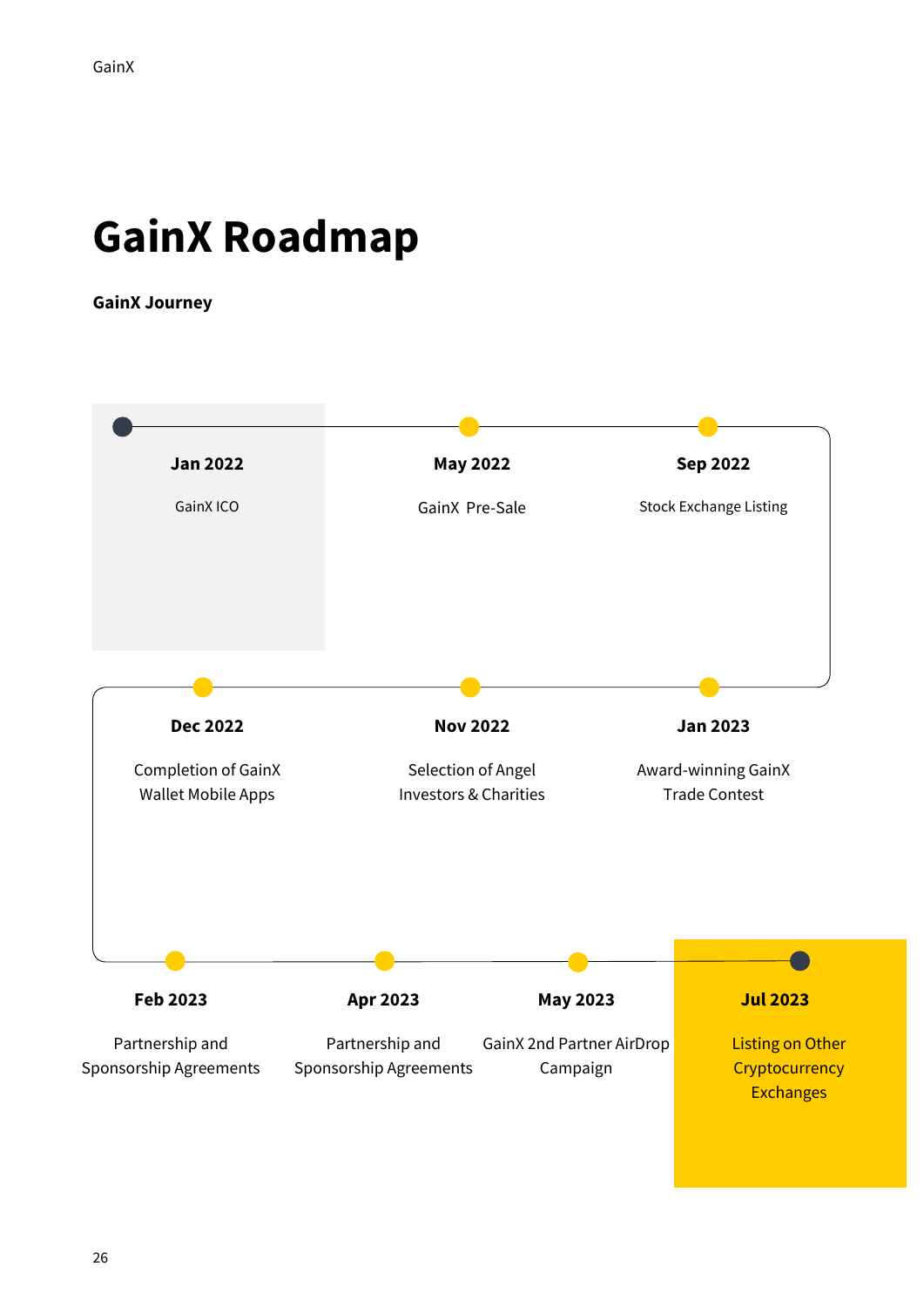# GainX Roadmap

**GainX Journey**

**Jan 2022**

GainX ICO

**May 2022**

GainX Pre-Sale

**Sep 2022**

Stock Exchange Listing

**Jan 2023**

Award-winning GainX Trade Contest

**Nov 2022**

Selection of Angel Investors & Charities

**Dec 2022**

Completion of GainX Wallet Mobile Apps

**Feb 2023**

Partnership and Sponsorship Agreements

**Apr 2023**

Partnership and Sponsorship Agreements

**May 2023**

GainX 2nd Partner AirDrop Campaign

**Jul 2023**

Listing on Other Cryptocurrency Exchanges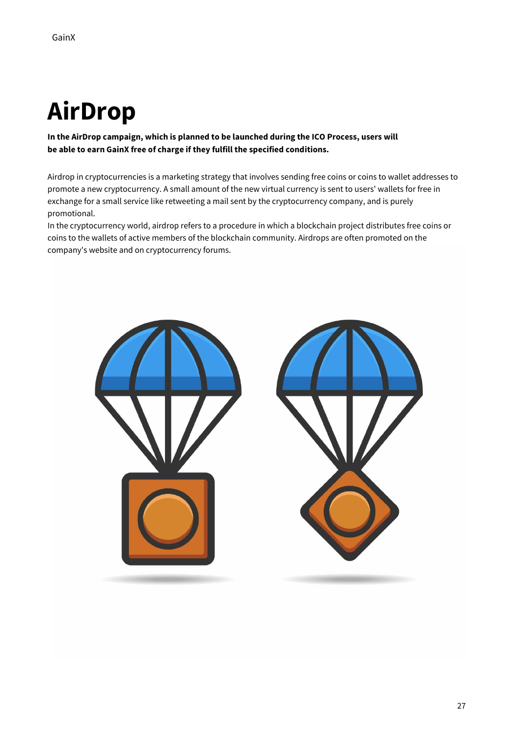# AirDrop

**In the AirDrop campaign, which is planned to be launched during the ICO Process, users will be able to earn GainX free of charge if they fulfill the specified conditions.**

Airdrop in cryptocurrencies is a marketing strategy that involves sending free coins or coins to wallet addresses to promote a new cryptocurrency. A small amount of the new virtual currency is sent to users' wallets for free in exchange for a small service like retweeting a mail sent by the cryptocurrency company, and is purely promotional.

In the cryptocurrency world, airdrop refers to a procedure in which a blockchain project distributes free coins or coins to the wallets of active members of the blockchain community. Airdrops are often promoted on the company's website and on cryptocurrency forums.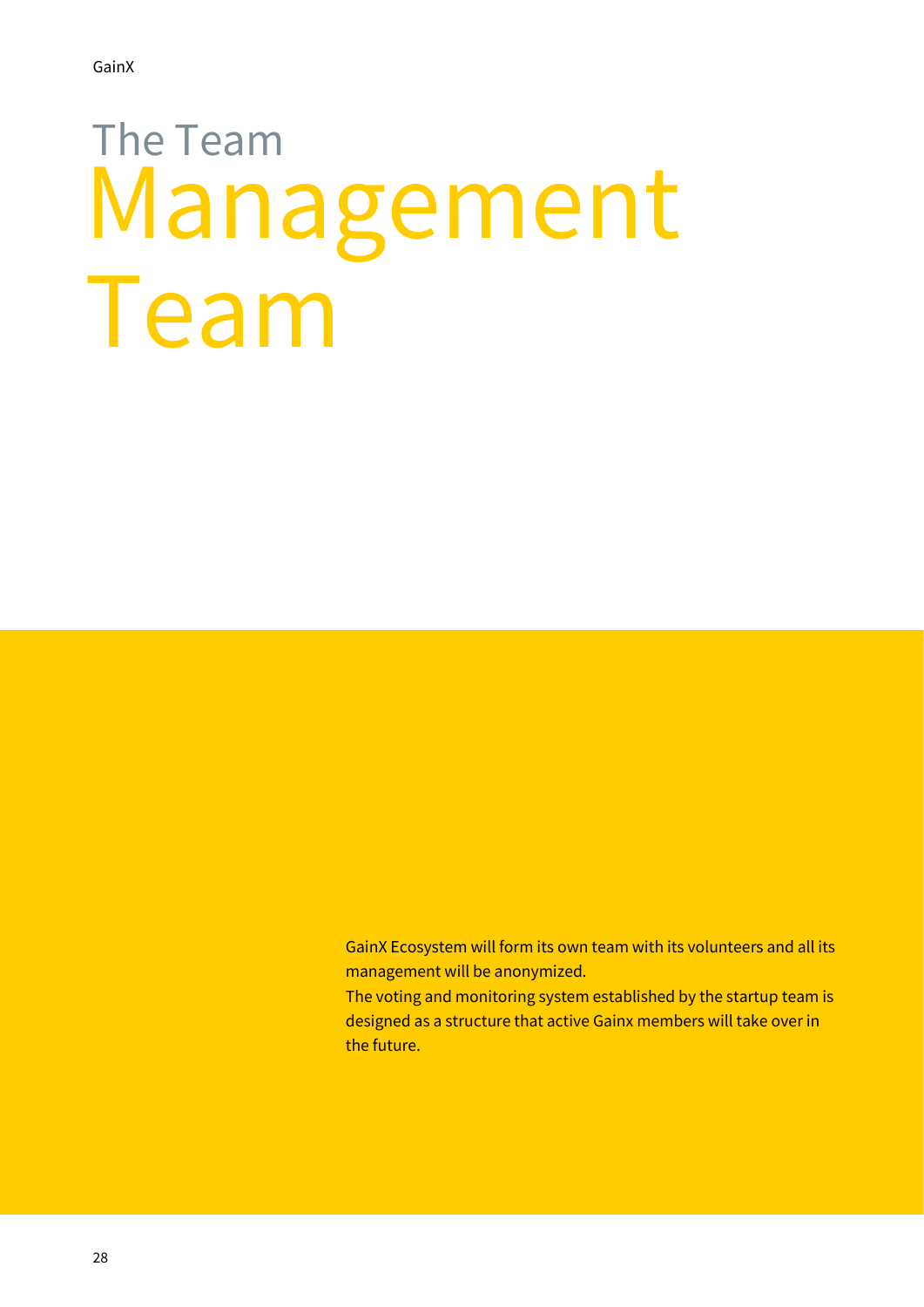## The Team

# Management Team

GainX Ecosystem will form its own team with its volunteers and all its management will be anonymized.
The voting and monitoring system established by the startup team is designed as a structure that active Gainx members will take over in the future.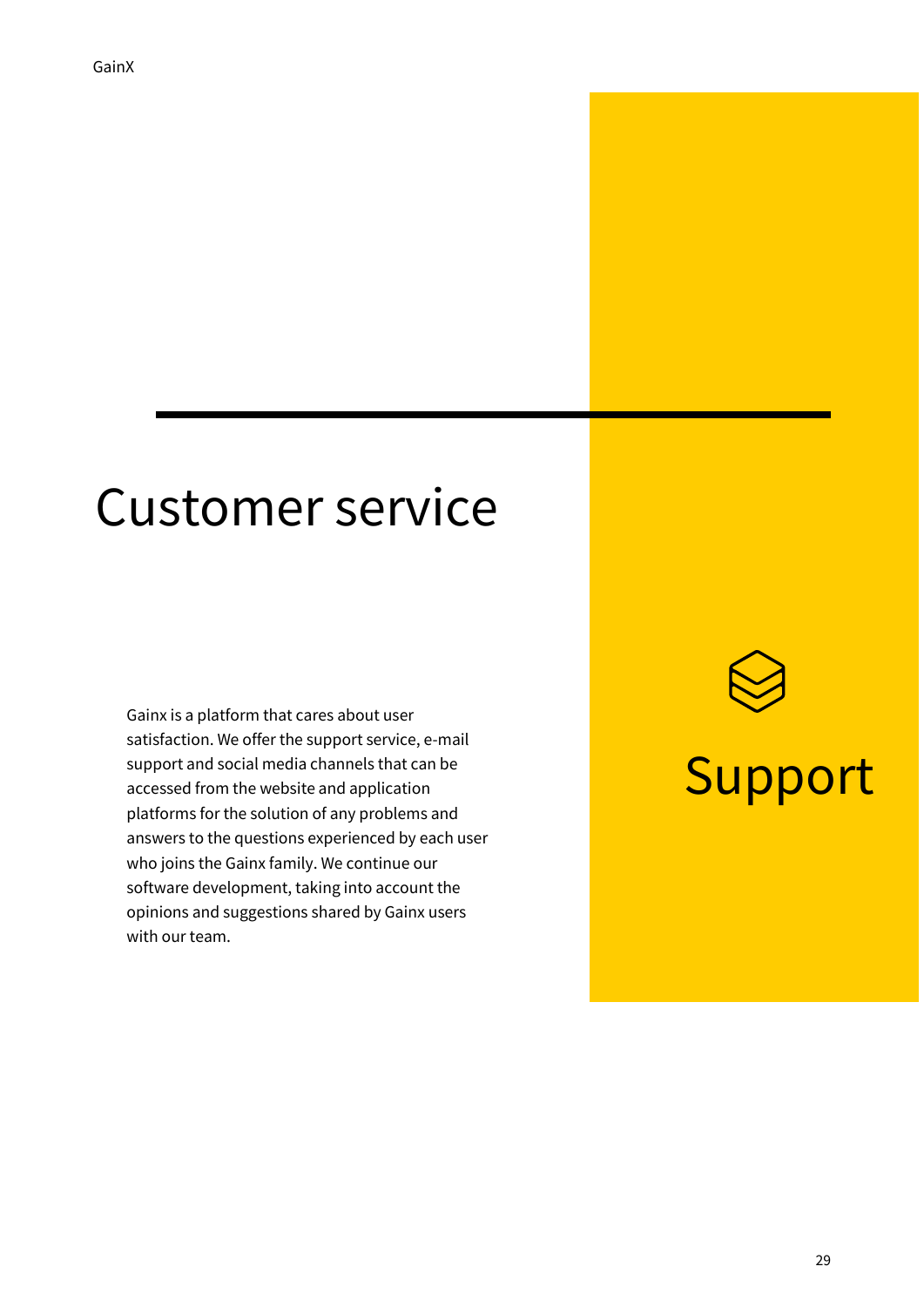# Customer service

Gainx is a platform that cares about user satisfaction. We offer the support service, e-mail support and social media channels that can be accessed from the website and application platforms for the solution of any problems and answers to the questions experienced by each user who joins the Gainx family. We continue our software development, taking into account the opinions and suggestions shared by Gainx users with our team.

## Support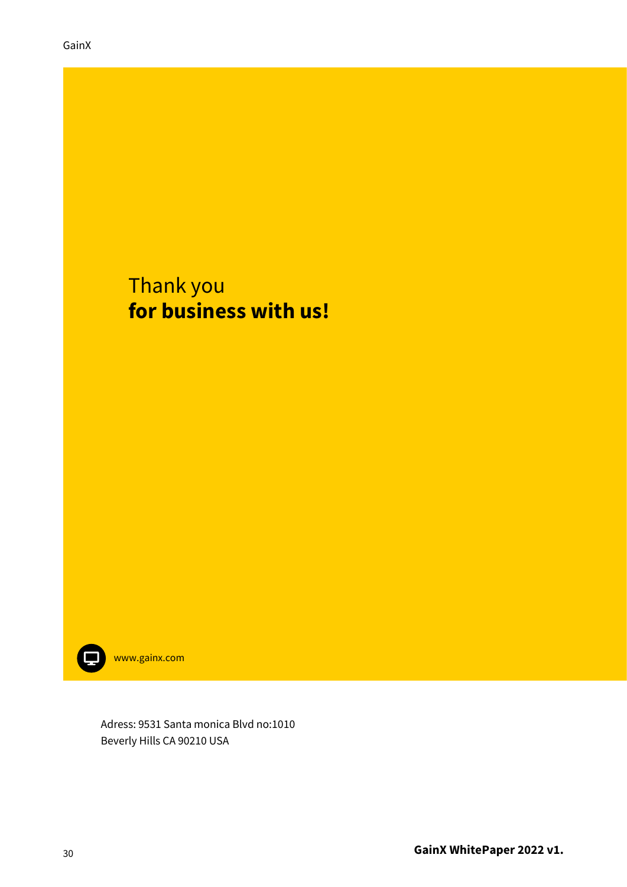Thank you
**for business with us!**

www.gainx.com

Adress: 9531 Santa monica Blvd no:1010
Beverly Hills CA 90210 USA